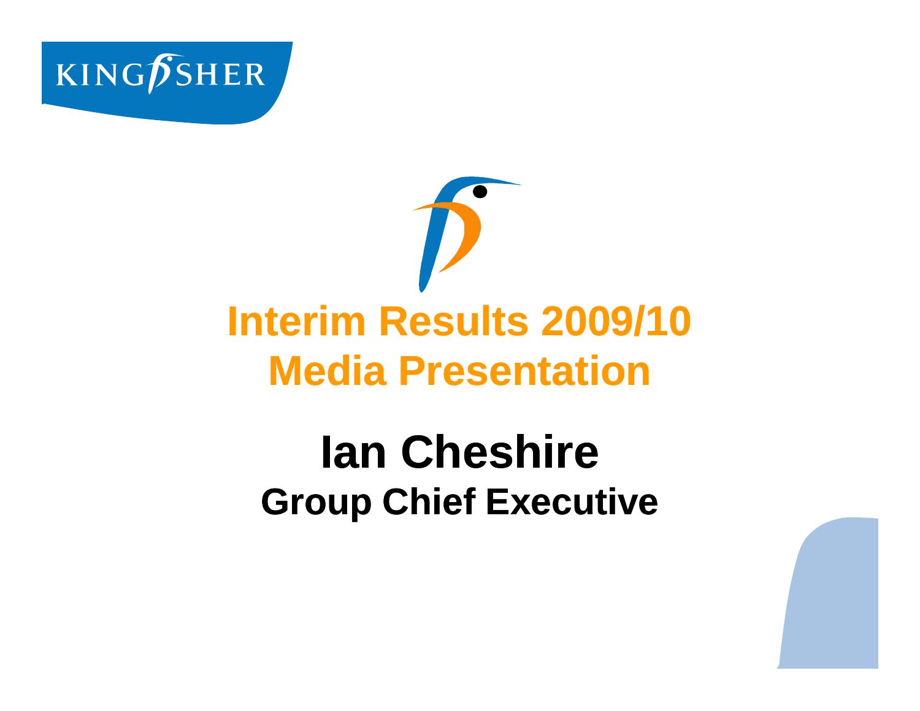KINGFISHER

# Interim Results 2009/10
# Media Presentation

## Ian Cheshire
### Group Chief Executive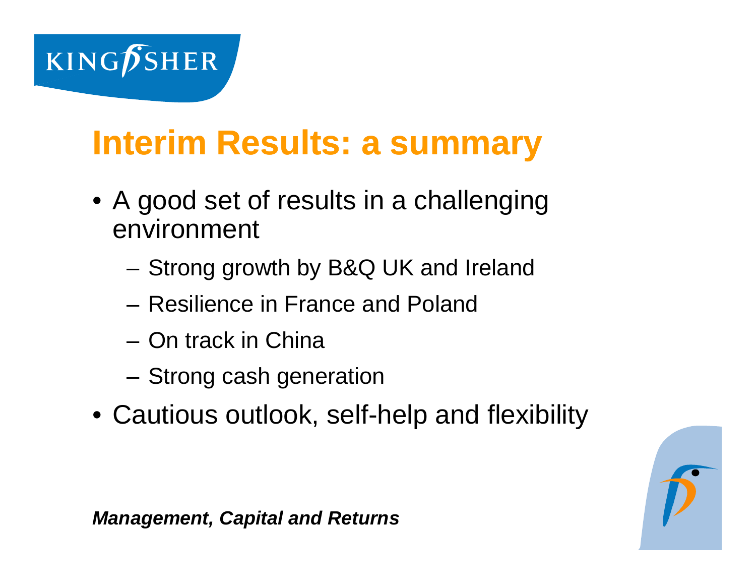# Interim Results: a summary

- A good set of results in a challenging environment
  - Strong growth by B&Q UK and Ireland
  - Resilience in France and Poland
  - On track in China
  - Strong cash generation
- Cautious outlook, self-help and flexibility

***Management, Capital and Returns***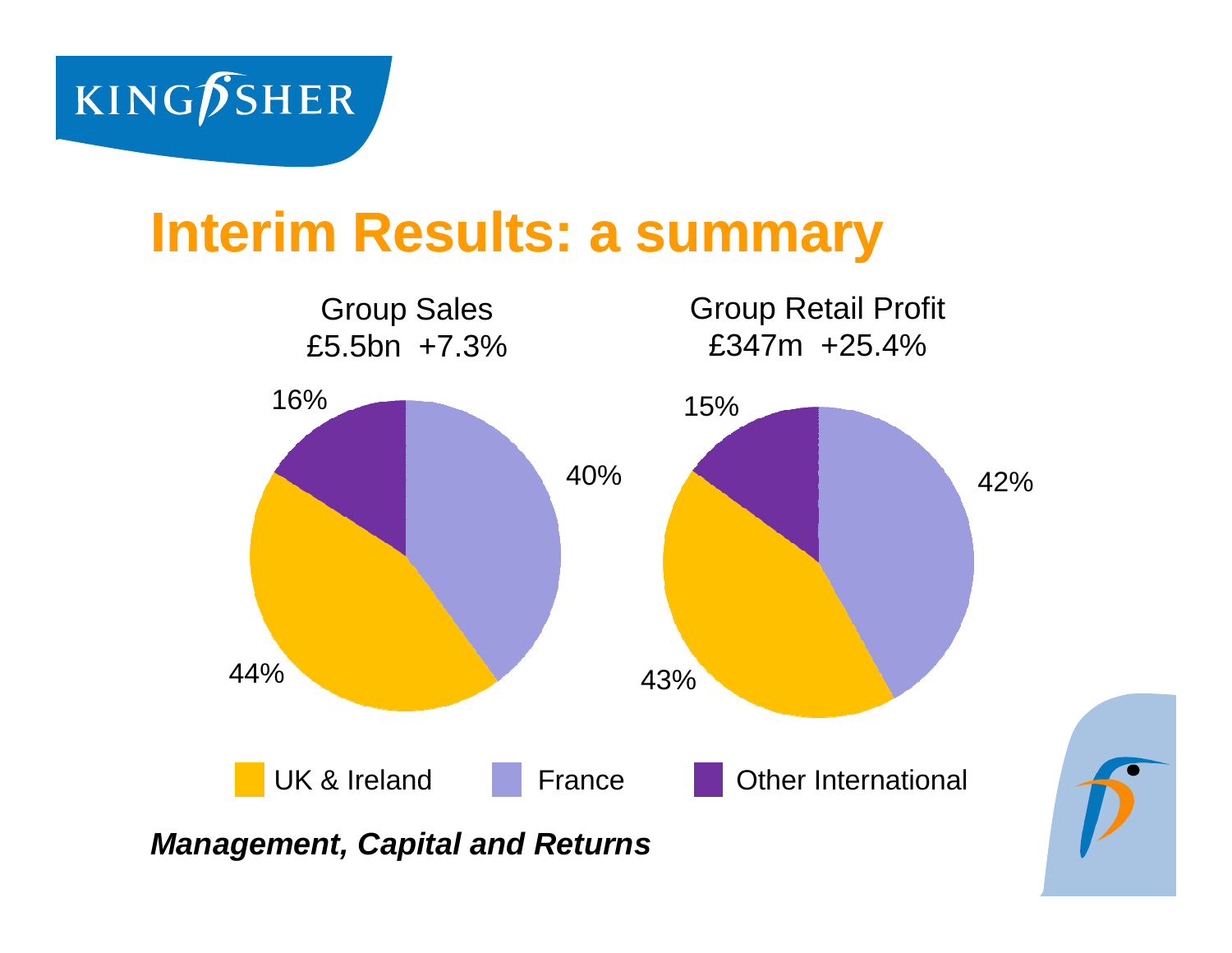# Interim Results: a summary

| | Group Sales | Group Retail Profit |
|---|---|---|
| Total | £5.5bn +7.3% | £347m +25.4% |
| UK & Ireland | 44% | 43% |
| France | 40% | 42% |
| Other International | 16% | 15% |

***Management, Capital and Returns***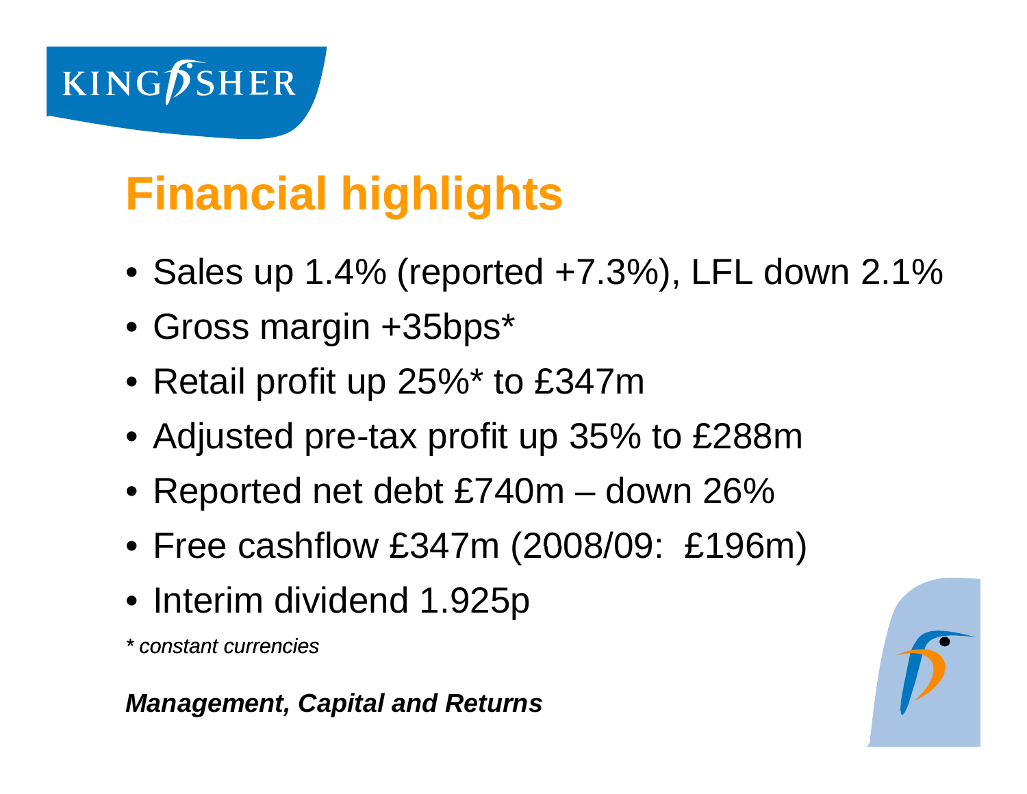KINGFISHER

# Financial highlights

- Sales up 1.4% (reported +7.3%), LFL down 2.1%
- Gross margin +35bps*
- Retail profit up 25%* to £347m
- Adjusted pre-tax profit up 35% to £288m
- Reported net debt £740m – down 26%
- Free cashflow £347m (2008/09: £196m)
- Interim dividend 1.925p

*\* constant currencies*

***Management, Capital and Returns***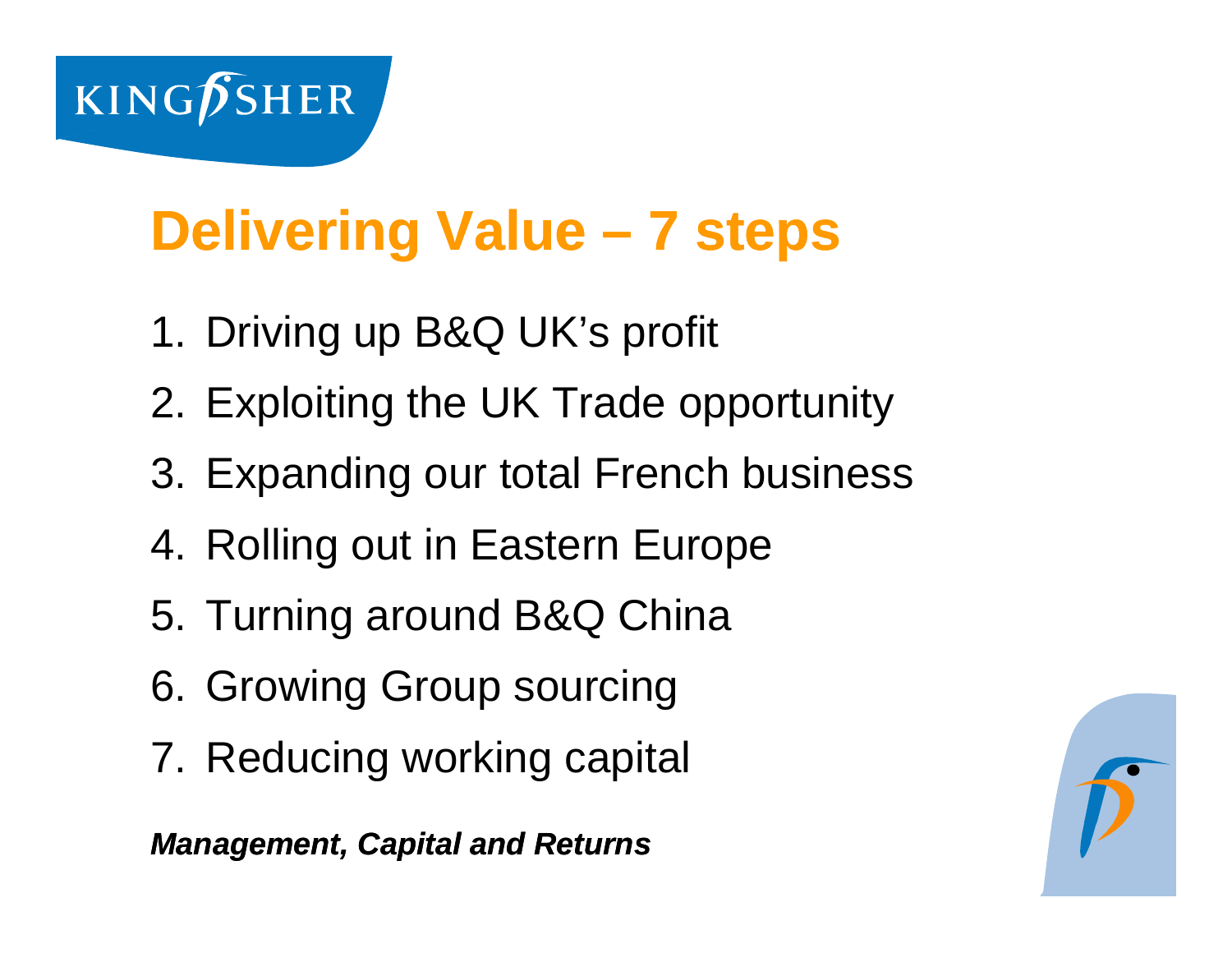# Delivering Value – 7 steps

1. Driving up B&Q UK's profit
2. Exploiting the UK Trade opportunity
3. Expanding our total French business
4. Rolling out in Eastern Europe
5. Turning around B&Q China
6. Growing Group sourcing
7. Reducing working capital

***Management, Capital and Returns***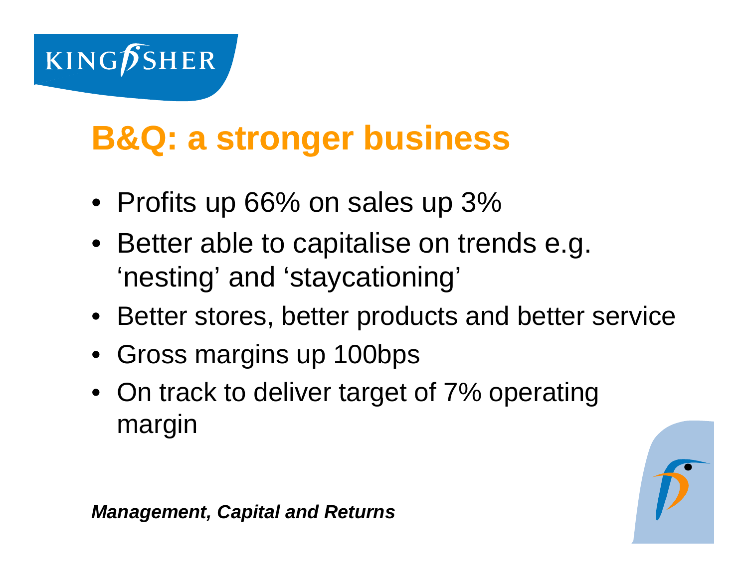# B&Q: a stronger business

- Profits up 66% on sales up 3%
- Better able to capitalise on trends e.g. ‘nesting’ and ‘staycationing’
- Better stores, better products and better service
- Gross margins up 100bps
- On track to deliver target of 7% operating margin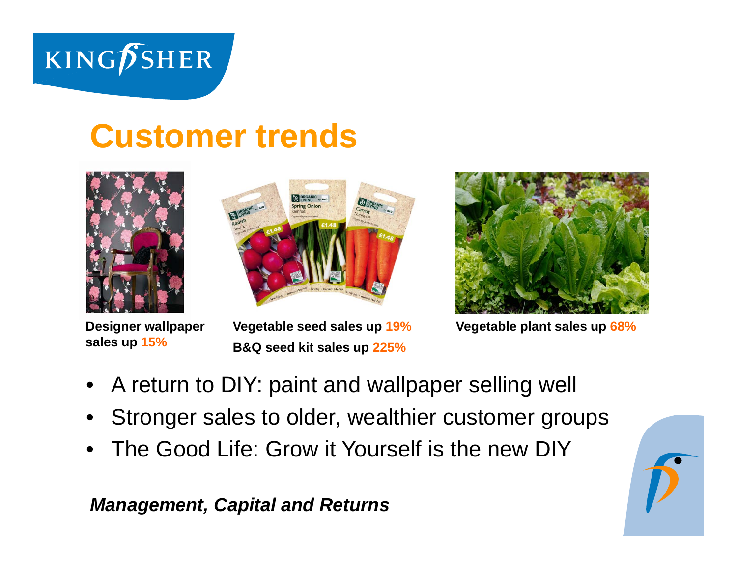# Customer trends

**Designer wallpaper sales up 15%**

**Vegetable seed sales up 19%**
**B&Q seed kit sales up 225%**

**Vegetable plant sales up 68%**

- A return to DIY: paint and wallpaper selling well
- Stronger sales to older, wealthier customer groups
- The Good Life: Grow it Yourself is the new DIY

***Management, Capital and Returns***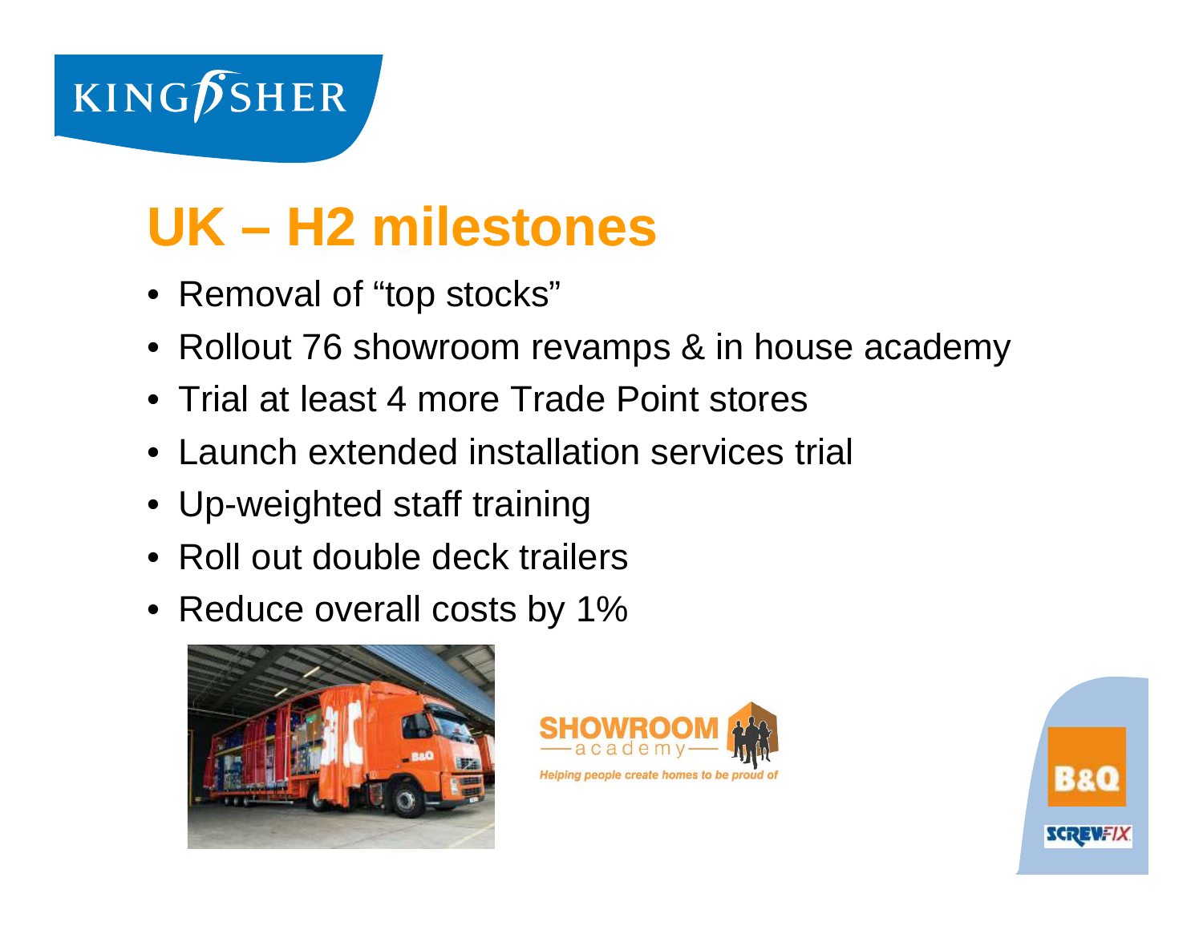# UK – H2 milestones

- Removal of "top stocks"
- Rollout 76 showroom revamps & in house academy
- Trial at least 4 more Trade Point stores
- Launch extended installation services trial
- Up-weighted staff training
- Roll out double deck trailers
- Reduce overall costs by 1%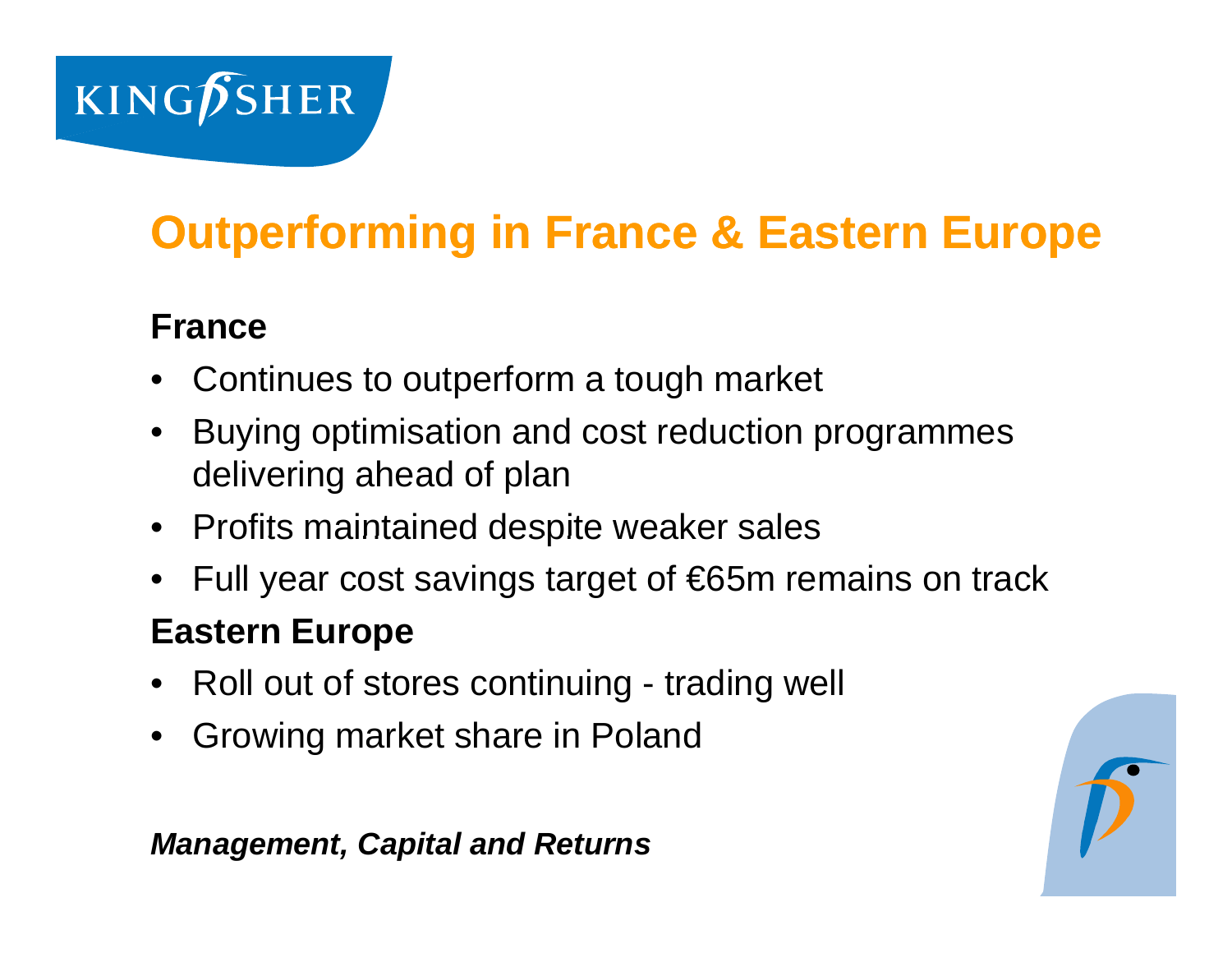# Outperforming in France & Eastern Europe

## France

- Continues to outperform a tough market
- Buying optimisation and cost reduction programmes delivering ahead of plan
- Profits maintained despite weaker sales
- Full year cost savings target of €65m remains on track

## Eastern Europe

- Roll out of stores continuing - trading well
- Growing market share in Poland

***Management, Capital and Returns***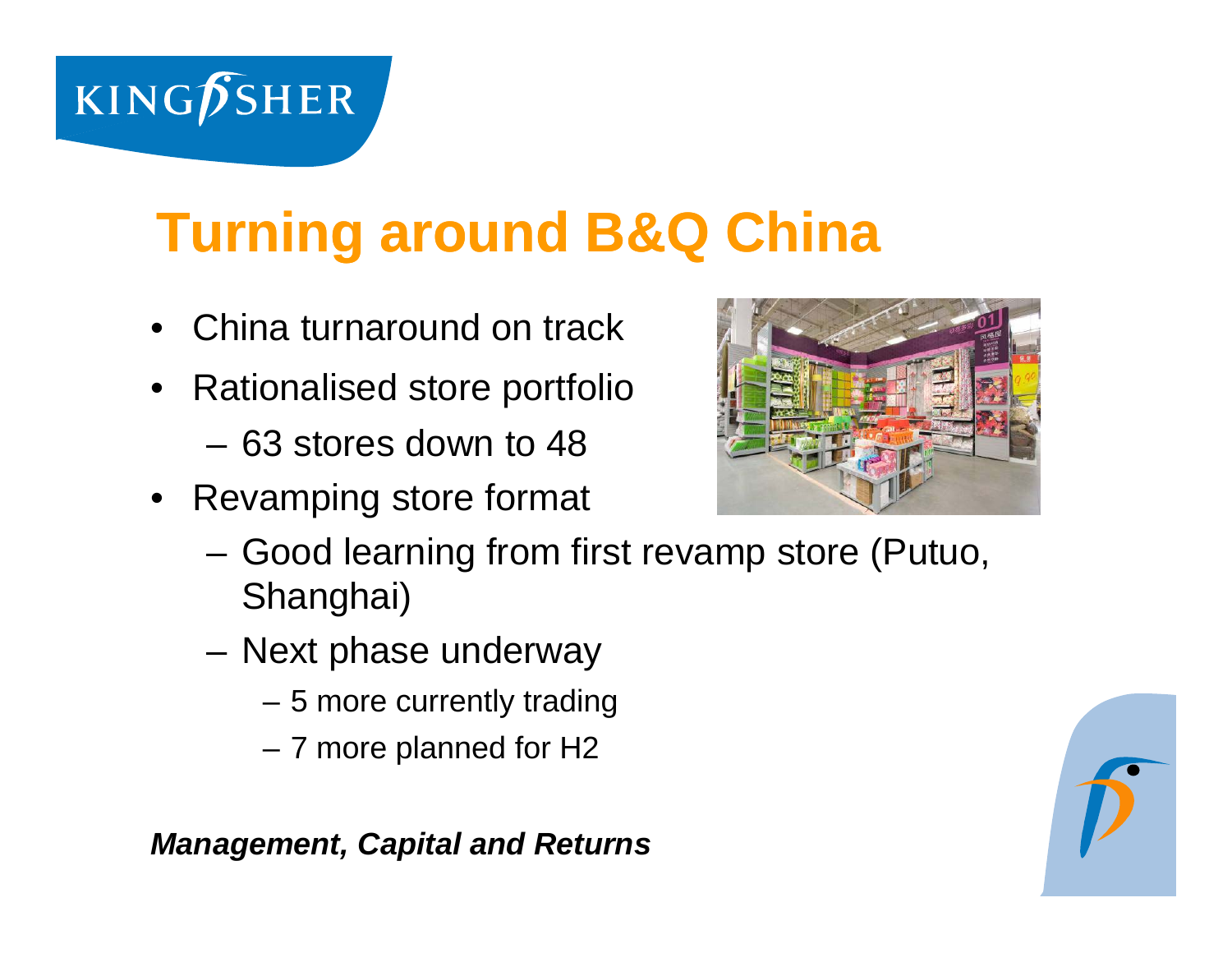# Turning around B&Q China

- China turnaround on track
- Rationalised store portfolio
  - 63 stores down to 48
- Revamping store format
  - Good learning from first revamp store (Putuo, Shanghai)
  - Next phase underway
    - 5 more currently trading
    - 7 more planned for H2

***Management, Capital and Returns***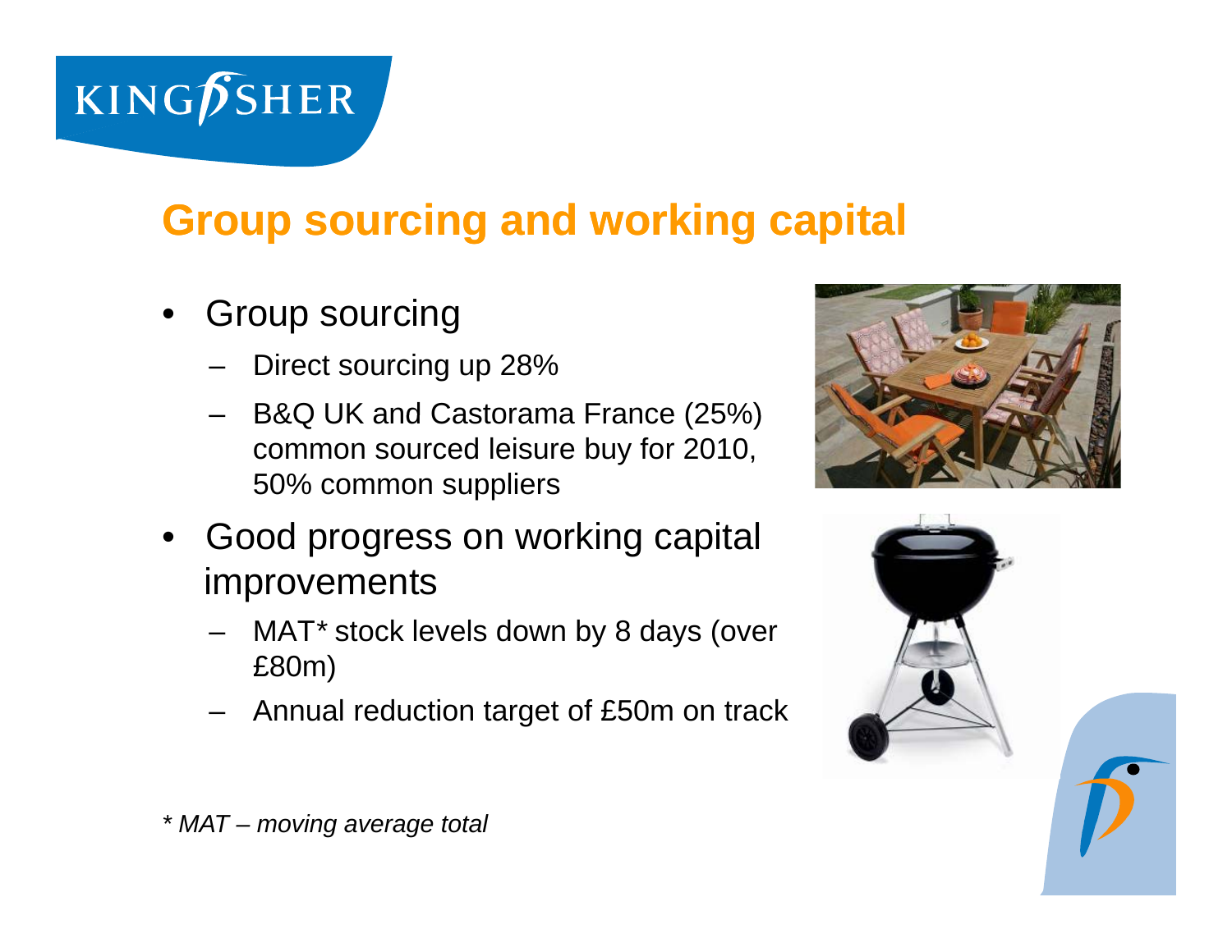## Group sourcing and working capital

- Group sourcing
  - Direct sourcing up 28%
  - B&Q UK and Castorama France (25%) common sourced leisure buy for 2010, 50% common suppliers
- Good progress on working capital improvements
  - MAT* stock levels down by 8 days (over £80m)
  - Annual reduction target of £50m on track

*\* MAT – moving average total*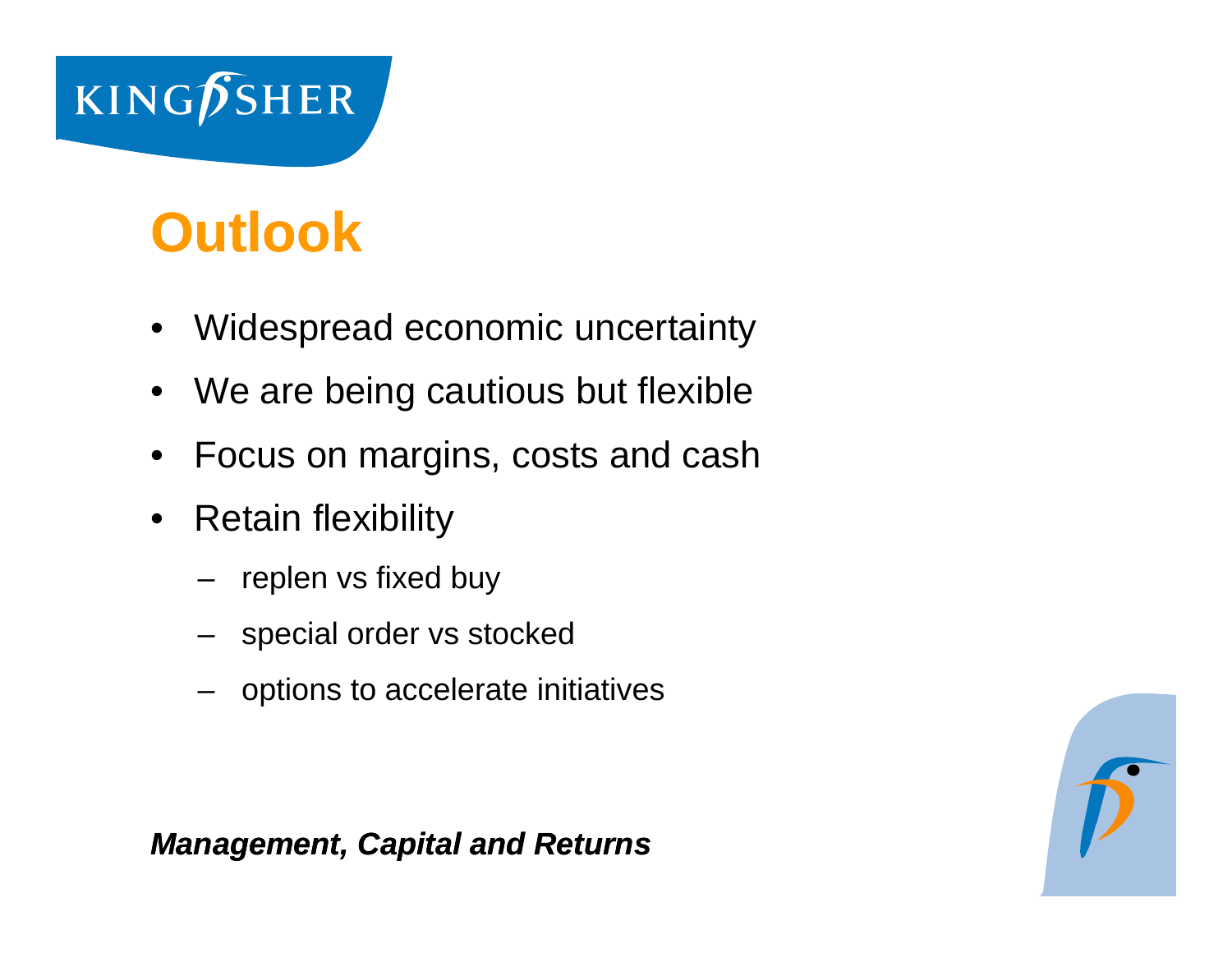# Outlook

- Widespread economic uncertainty
- We are being cautious but flexible
- Focus on margins, costs and cash
- Retain flexibility
  - replen vs fixed buy
  - special order vs stocked
  - options to accelerate initiatives

***Management, Capital and Returns***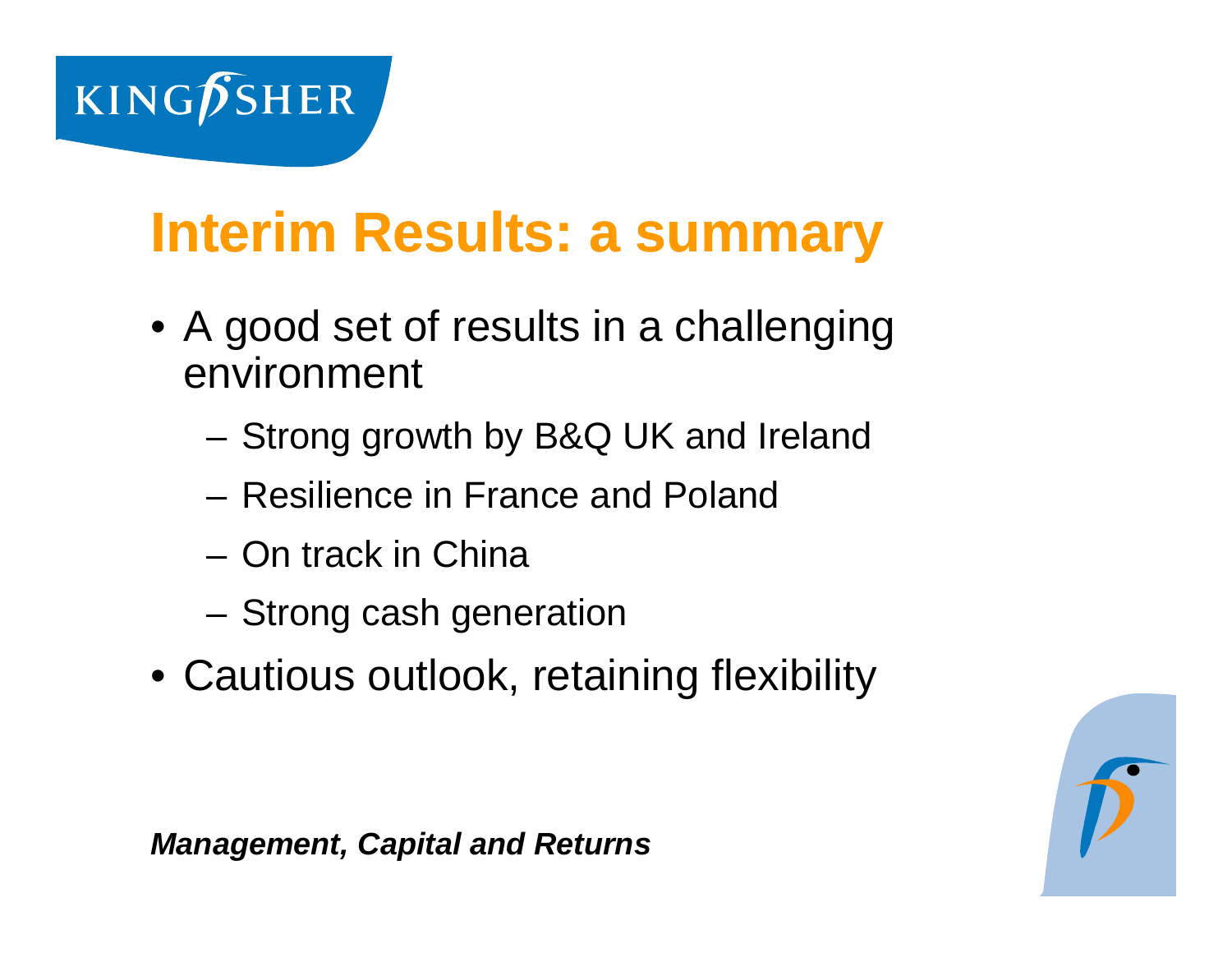# Interim Results: a summary

- A good set of results in a challenging environment
  - Strong growth by B&Q UK and Ireland
  - Resilience in France and Poland
  - On track in China
  - Strong cash generation
- Cautious outlook, retaining flexibility

***Management, Capital and Returns***